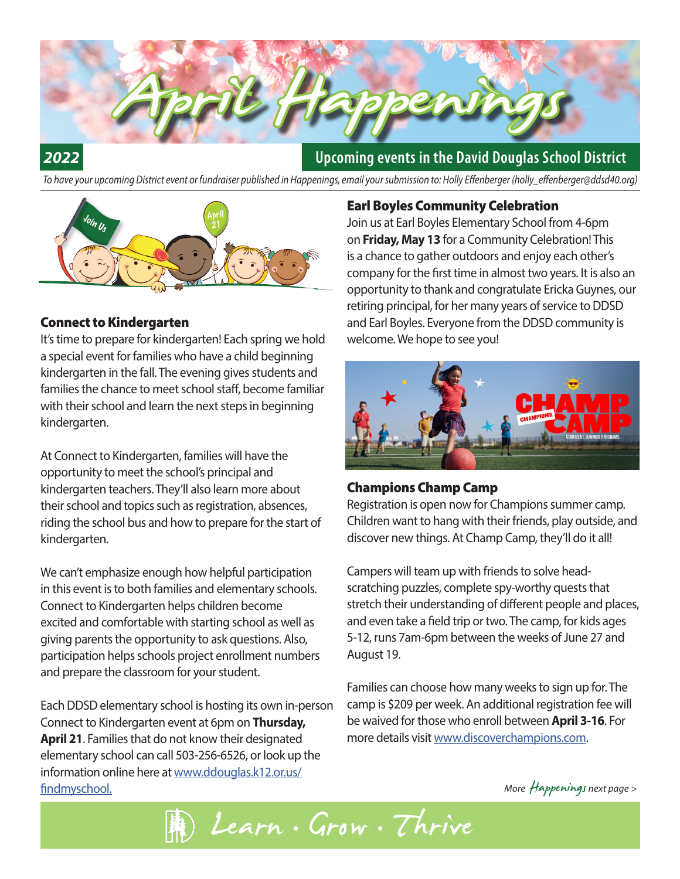# April Happenings

**2022** Upcoming events in the David Douglas School District

*To have your upcoming District event or fundraiser published in Happenings, email your submission to: Holly Effenberger (holly_effenberger@ddsd40.org)*

## Connect to Kindergarten

It's time to prepare for kindergarten! Each spring we hold a special event for families who have a child beginning kindergarten in the fall. The evening gives students and families the chance to meet school staff, become familiar with their school and learn the next steps in beginning kindergarten.

At Connect to Kindergarten, families will have the opportunity to meet the school's principal and kindergarten teachers. They'll also learn more about their school and topics such as registration, absences, riding the school bus and how to prepare for the start of kindergarten.

We can't emphasize enough how helpful participation in this event is to both families and elementary schools. Connect to Kindergarten helps children become excited and comfortable with starting school as well as giving parents the opportunity to ask questions. Also, participation helps schools project enrollment numbers and prepare the classroom for your student.

Each DDSD elementary school is hosting its own in-person Connect to Kindergarten event at 6pm on **Thursday, April 21**. Families that do not know their designated elementary school can call 503-256-6526, or look up the information online here at www.ddouglas.k12.or.us/findmyschool.

## Earl Boyles Community Celebration

Join us at Earl Boyles Elementary School from 4-6pm on **Friday, May 13** for a Community Celebration! This is a chance to gather outdoors and enjoy each other's company for the first time in almost two years. It is also an opportunity to thank and congratulate Ericka Guynes, our retiring principal, for her many years of service to DDSD and Earl Boyles. Everyone from the DDSD community is welcome. We hope to see you!

## Champions Champ Camp

Registration is open now for Champions summer camp. Children want to hang with their friends, play outside, and discover new things. At Champ Camp, they'll do it all!

Campers will team up with friends to solve head-scratching puzzles, complete spy-worthy quests that stretch their understanding of different people and places, and even take a field trip or two. The camp, for kids ages 5-12, runs 7am-6pm between the weeks of June 27 and August 19.

Families can choose how many weeks to sign up for. The camp is $209 per week. An additional registration fee will be waived for those who enroll between **April 3-16**. For more details visit www.discoverchampions.com.

*More Happenings next page >*

Learn · Grow · Thrive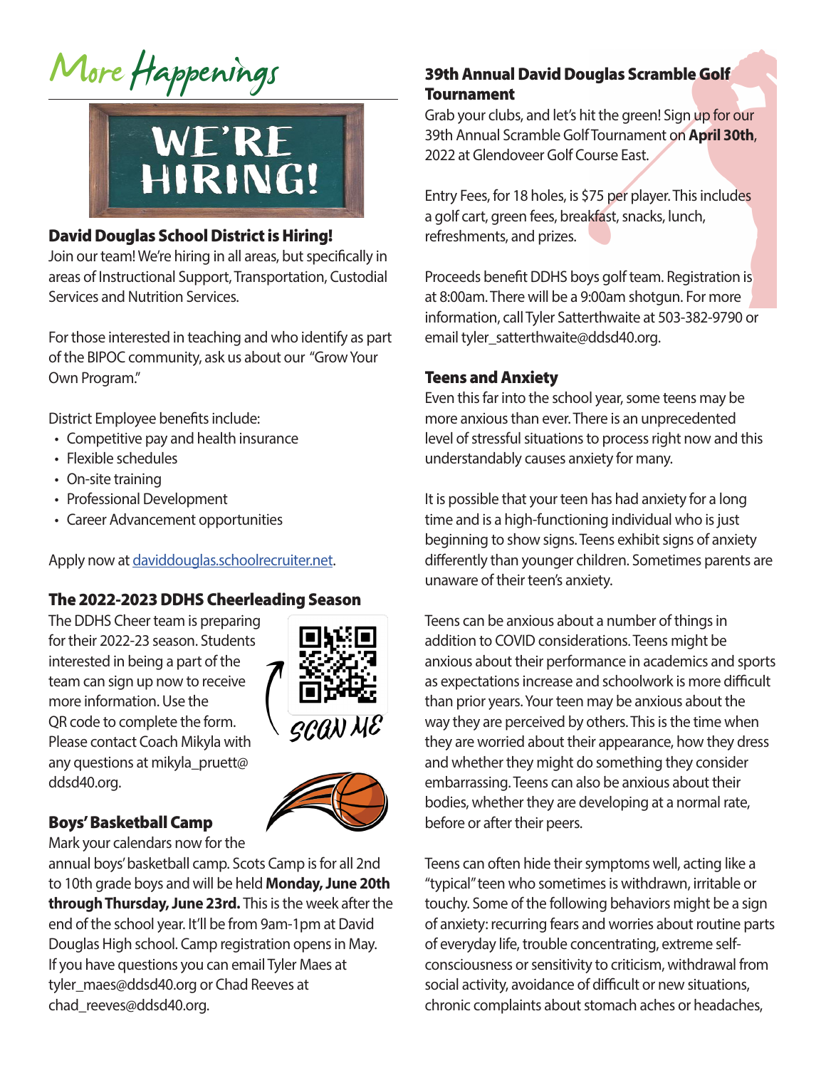# More Happenings

WE'RE HIRING!

### David Douglas School District is Hiring!

Join our team! We're hiring in all areas, but specifically in areas of Instructional Support, Transportation, Custodial Services and Nutrition Services.

For those interested in teaching and who identify as part of the BIPOC community, ask us about our "Grow Your Own Program."

District Employee benefits include:

- Competitive pay and health insurance
- Flexible schedules
- On-site training
- Professional Development
- Career Advancement opportunities

Apply now at daviddouglas.schoolrecruiter.net.

### The 2022-2023 DDHS Cheerleading Season

The DDHS Cheer team is preparing for their 2022-23 season. Students interested in being a part of the team can sign up now to receive more information. Use the QR code to complete the form. Please contact Coach Mikyla with any questions at mikyla_pruett@ddsd40.org.

SCAN ME

### Boys' Basketball Camp

Mark your calendars now for the annual boys' basketball camp. Scots Camp is for all 2nd to 10th grade boys and will be held **Monday, June 20th through Thursday, June 23rd.** This is the week after the end of the school year. It'll be from 9am-1pm at David Douglas High school. Camp registration opens in May. If you have questions you can email Tyler Maes at tyler_maes@ddsd40.org or Chad Reeves at chad_reeves@ddsd40.org.

### 39th Annual David Douglas Scramble Golf Tournament

Grab your clubs, and let's hit the green! Sign up for our 39th Annual Scramble Golf Tournament on **April 30th**, 2022 at Glendoveer Golf Course East.

Entry Fees, for 18 holes, is $75 per player. This includes a golf cart, green fees, breakfast, snacks, lunch, refreshments, and prizes.

Proceeds benefit DDHS boys golf team. Registration is at 8:00am. There will be a 9:00am shotgun. For more information, call Tyler Satterthwaite at 503-382-9790 or email tyler_satterthwaite@ddsd40.org.

### Teens and Anxiety

Even this far into the school year, some teens may be more anxious than ever. There is an unprecedented level of stressful situations to process right now and this understandably causes anxiety for many.

It is possible that your teen has had anxiety for a long time and is a high-functioning individual who is just beginning to show signs. Teens exhibit signs of anxiety differently than younger children. Sometimes parents are unaware of their teen's anxiety.

Teens can be anxious about a number of things in addition to COVID considerations. Teens might be anxious about their performance in academics and sports as expectations increase and schoolwork is more difficult than prior years. Your teen may be anxious about the way they are perceived by others. This is the time when they are worried about their appearance, how they dress and whether they might do something they consider embarrassing. Teens can also be anxious about their bodies, whether they are developing at a normal rate, before or after their peers.

Teens can often hide their symptoms well, acting like a "typical" teen who sometimes is withdrawn, irritable or touchy. Some of the following behaviors might be a sign of anxiety: recurring fears and worries about routine parts of everyday life, trouble concentrating, extreme self-consciousness or sensitivity to criticism, withdrawal from social activity, avoidance of difficult or new situations, chronic complaints about stomach aches or headaches,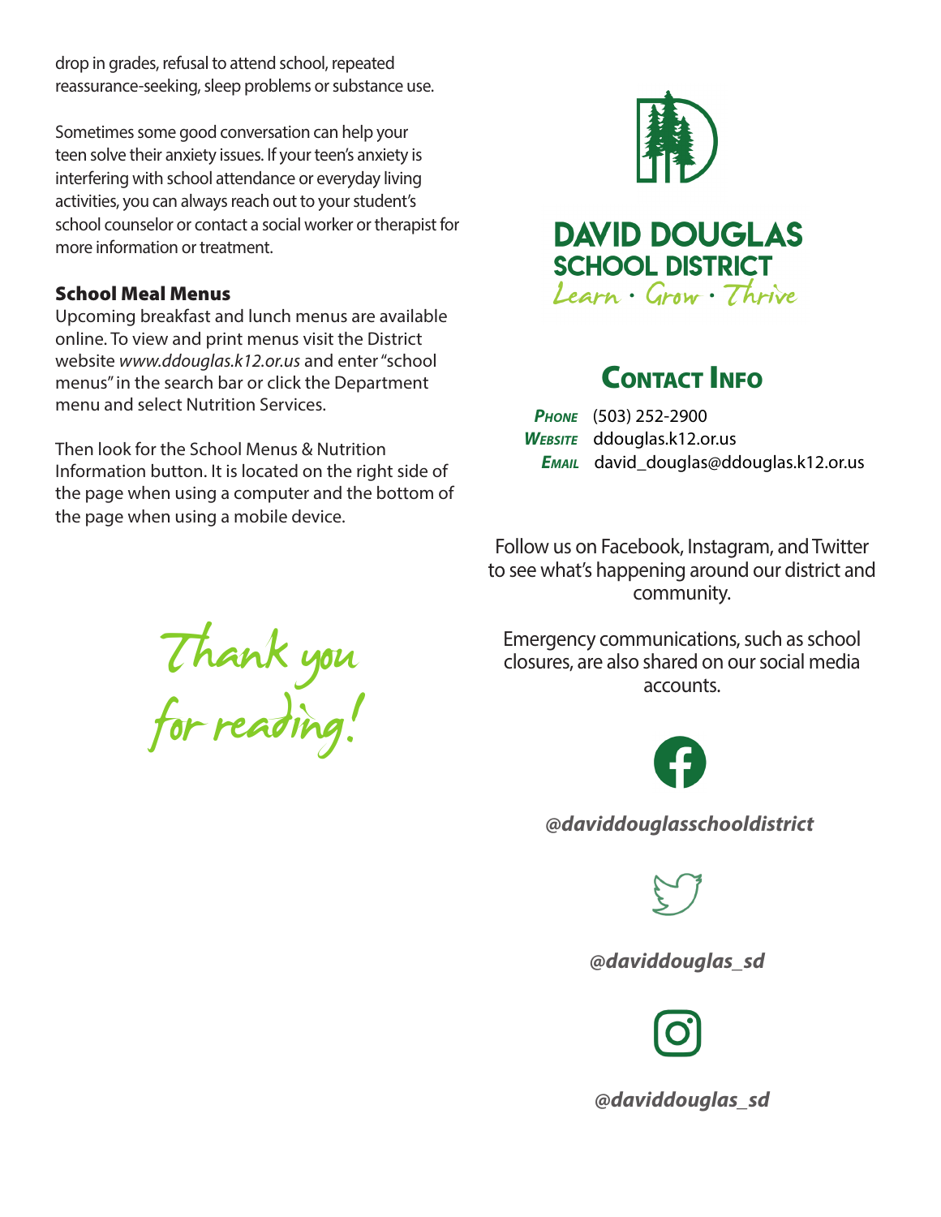drop in grades, refusal to attend school, repeated reassurance-seeking, sleep problems or substance use.

Sometimes some good conversation can help your teen solve their anxiety issues. If your teen's anxiety is interfering with school attendance or everyday living activities, you can always reach out to your student's school counselor or contact a social worker or therapist for more information or treatment.

### School Meal Menus

Upcoming breakfast and lunch menus are available online. To view and print menus visit the District website *www.ddouglas.k12.or.us* and enter "school menus" in the search bar or click the Department menu and select Nutrition Services.

Then look for the School Menus & Nutrition Information button. It is located on the right side of the page when using a computer and the bottom of the page when using a mobile device.

*Thank you for reading!*

**DAVID DOUGLAS SCHOOL DISTRICT**

*Learn · Grow · Thrive*

## Contact Info

***Phone*** (503) 252-2900
***Website*** ddouglas.k12.or.us
***Email*** david_douglas@ddouglas.k12.or.us

Follow us on Facebook, Instagram, and Twitter to see what's happening around our district and community.

Emergency communications, such as school closures, are also shared on our social media accounts.

***@daviddouglasschooldistrict***

***@daviddouglas_sd***

***@daviddouglas_sd***